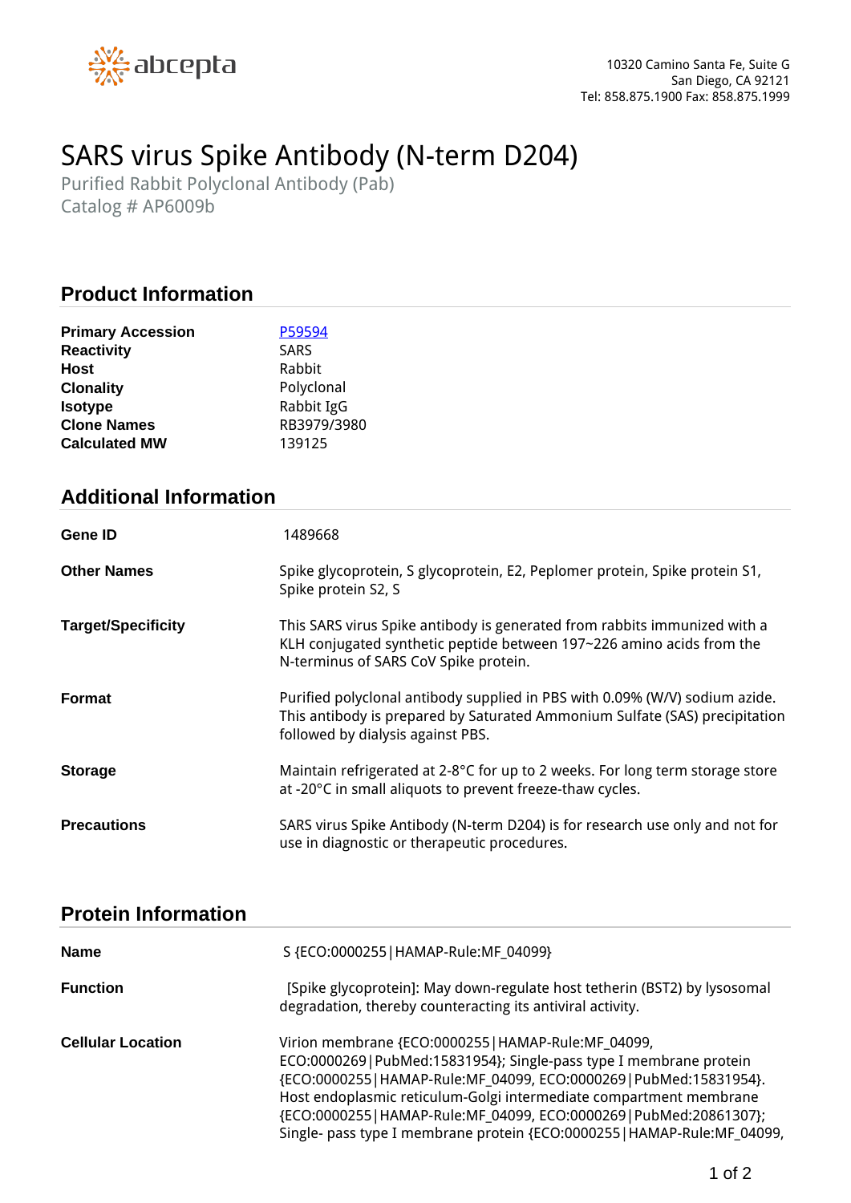abcepta

10320 Camino Santa Fe, Suite G
San Diego, CA 92121
Tel: 858.875.1900 Fax: 858.875.1999

# SARS virus Spike Antibody (N-term D204)

Purified Rabbit Polyclonal Antibody (Pab)
Catalog # AP6009b

## Product Information

| | |
|---|---|
| **Primary Accession** | P59594 |
| **Reactivity** | SARS |
| **Host** | Rabbit |
| **Clonality** | Polyclonal |
| **Isotype** | Rabbit IgG |
| **Clone Names** | RB3979/3980 |
| **Calculated MW** | 139125 |

## Additional Information

| | |
|---|---|
| **Gene ID** | 1489668 |
| **Other Names** | Spike glycoprotein, S glycoprotein, E2, Peplomer protein, Spike protein S1, Spike protein S2, S |
| **Target/Specificity** | This SARS virus Spike antibody is generated from rabbits immunized with a KLH conjugated synthetic peptide between 197~226 amino acids from the N-terminus of SARS CoV Spike protein. |
| **Format** | Purified polyclonal antibody supplied in PBS with 0.09% (W/V) sodium azide. This antibody is prepared by Saturated Ammonium Sulfate (SAS) precipitation followed by dialysis against PBS. |
| **Storage** | Maintain refrigerated at 2-8°C for up to 2 weeks. For long term storage store at -20°C in small aliquots to prevent freeze-thaw cycles. |
| **Precautions** | SARS virus Spike Antibody (N-term D204) is for research use only and not for use in diagnostic or therapeutic procedures. |

## Protein Information

| | |
|---|---|
| **Name** | S {ECO:0000255\|HAMAP-Rule:MF_04099} |
| **Function** | [Spike glycoprotein]: May down-regulate host tetherin (BST2) by lysosomal degradation, thereby counteracting its antiviral activity. |
| **Cellular Location** | Virion membrane {ECO:0000255\|HAMAP-Rule:MF_04099, ECO:0000269\|PubMed:15831954}; Single-pass type I membrane protein {ECO:0000255\|HAMAP-Rule:MF_04099, ECO:0000269\|PubMed:15831954}. Host endoplasmic reticulum-Golgi intermediate compartment membrane {ECO:0000255\|HAMAP-Rule:MF_04099, ECO:0000269\|PubMed:20861307}; Single- pass type I membrane protein {ECO:0000255\|HAMAP-Rule:MF_04099, |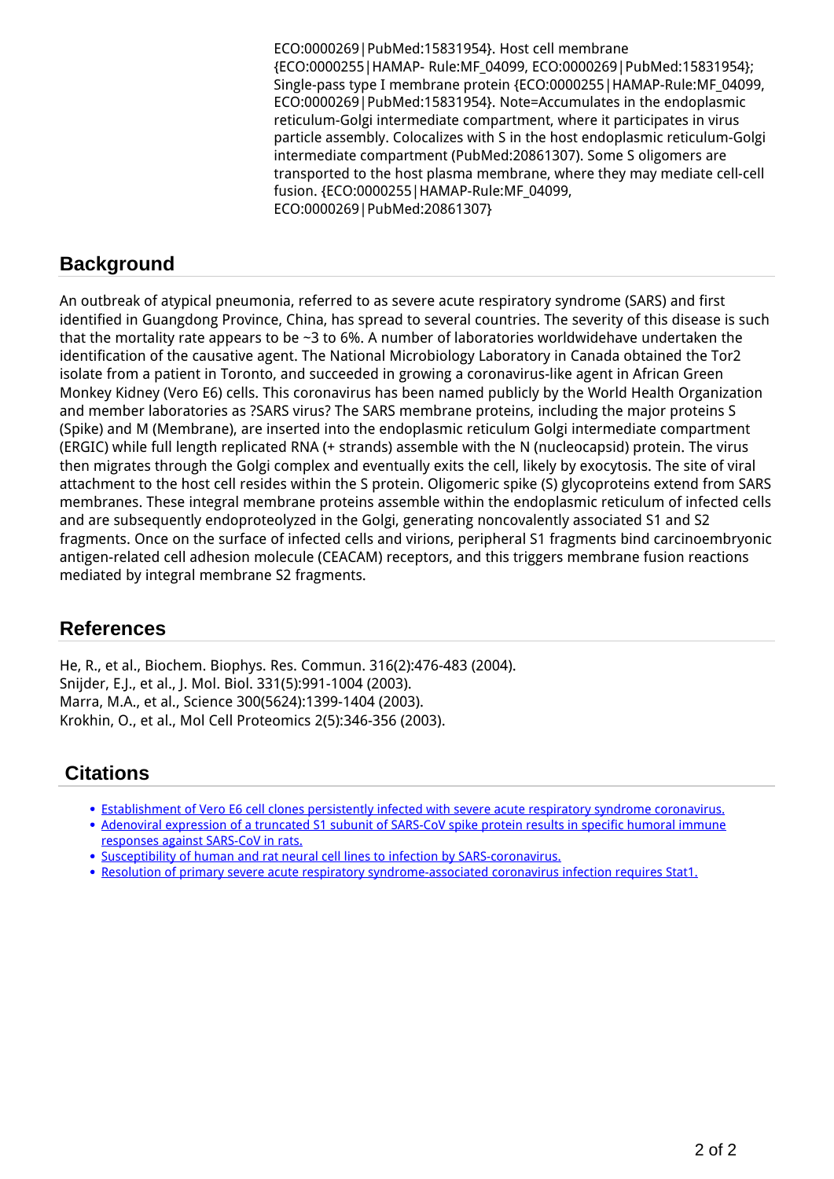ECO:0000269|PubMed:15831954}. Host cell membrane {ECO:0000255|HAMAP- Rule:MF_04099, ECO:0000269|PubMed:15831954}; Single-pass type I membrane protein {ECO:0000255|HAMAP-Rule:MF_04099, ECO:0000269|PubMed:15831954}. Note=Accumulates in the endoplasmic reticulum-Golgi intermediate compartment, where it participates in virus particle assembly. Colocalizes with S in the host endoplasmic reticulum-Golgi intermediate compartment (PubMed:20861307). Some S oligomers are transported to the host plasma membrane, where they may mediate cell-cell fusion. {ECO:0000255|HAMAP-Rule:MF_04099, ECO:0000269|PubMed:20861307}

## Background

An outbreak of atypical pneumonia, referred to as severe acute respiratory syndrome (SARS) and first identified in Guangdong Province, China, has spread to several countries. The severity of this disease is such that the mortality rate appears to be ~3 to 6%. A number of laboratories worldwidehave undertaken the identification of the causative agent. The National Microbiology Laboratory in Canada obtained the Tor2 isolate from a patient in Toronto, and succeeded in growing a coronavirus-like agent in African Green Monkey Kidney (Vero E6) cells. This coronavirus has been named publicly by the World Health Organization and member laboratories as ?SARS virus? The SARS membrane proteins, including the major proteins S (Spike) and M (Membrane), are inserted into the endoplasmic reticulum Golgi intermediate compartment (ERGIC) while full length replicated RNA (+ strands) assemble with the N (nucleocapsid) protein. The virus then migrates through the Golgi complex and eventually exits the cell, likely by exocytosis. The site of viral attachment to the host cell resides within the S protein. Oligomeric spike (S) glycoproteins extend from SARS membranes. These integral membrane proteins assemble within the endoplasmic reticulum of infected cells and are subsequently endoproteolyzed in the Golgi, generating noncovalently associated S1 and S2 fragments. Once on the surface of infected cells and virions, peripheral S1 fragments bind carcinoembryonic antigen-related cell adhesion molecule (CEACAM) receptors, and this triggers membrane fusion reactions mediated by integral membrane S2 fragments.

## References

He, R., et al., Biochem. Biophys. Res. Commun. 316(2):476-483 (2004).
Snijder, E.J., et al., J. Mol. Biol. 331(5):991-1004 (2003).
Marra, M.A., et al., Science 300(5624):1399-1404 (2003).
Krokhin, O., et al., Mol Cell Proteomics 2(5):346-356 (2003).

## Citations

- Establishment of Vero E6 cell clones persistently infected with severe acute respiratory syndrome coronavirus.
- Adenoviral expression of a truncated S1 subunit of SARS-CoV spike protein results in specific humoral immune responses against SARS-CoV in rats.
- Susceptibility of human and rat neural cell lines to infection by SARS-coronavirus.
- Resolution of primary severe acute respiratory syndrome-associated coronavirus infection requires Stat1.